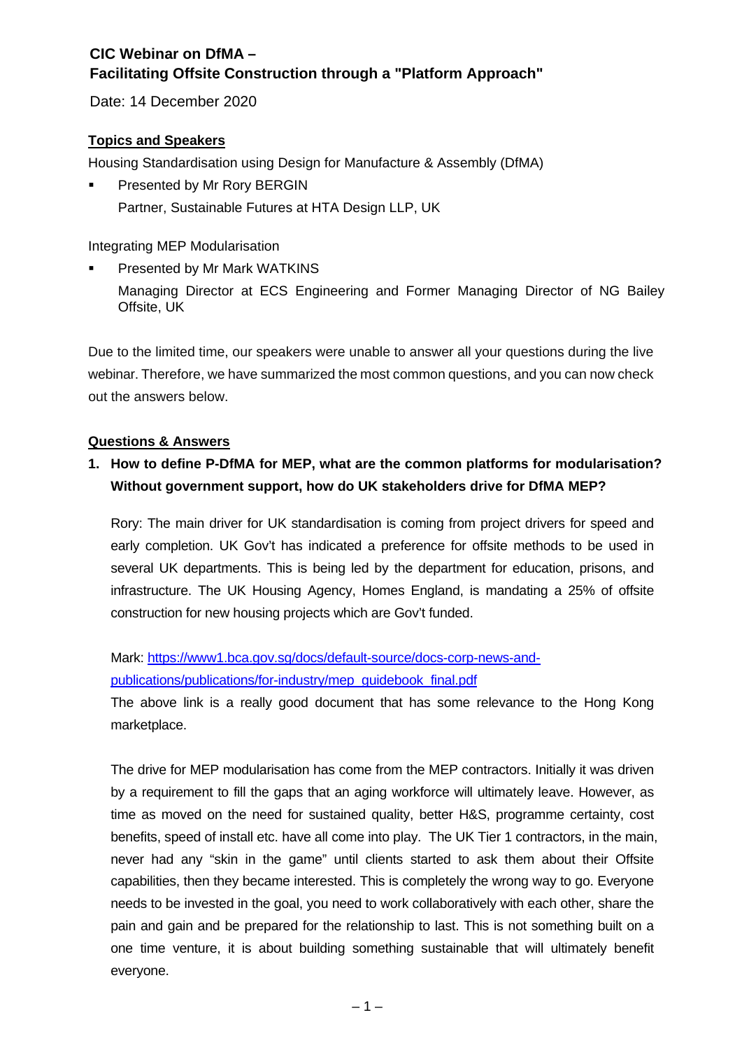# CIC Webinar on DfMA – Facilitating Offsite Construction through a "Platform Approach"

Date: 14 December 2020

**Topics and Speakers**

Housing Standardisation using Design for Manufacture & Assembly (DfMA)

- Presented by Mr Rory BERGIN
  Partner, Sustainable Futures at HTA Design LLP, UK

Integrating MEP Modularisation

- Presented by Mr Mark WATKINS
  Managing Director at ECS Engineering and Former Managing Director of NG Bailey Offsite, UK

Due to the limited time, our speakers were unable to answer all your questions during the live webinar. Therefore, we have summarized the most common questions, and you can now check out the answers below.

**Questions & Answers**

**1. How to define P-DfMA for MEP, what are the common platforms for modularisation? Without government support, how do UK stakeholders drive for DfMA MEP?**

Rory: The main driver for UK standardisation is coming from project drivers for speed and early completion. UK Gov't has indicated a preference for offsite methods to be used in several UK departments. This is being led by the department for education, prisons, and infrastructure. The UK Housing Agency, Homes England, is mandating a 25% of offsite construction for new housing projects which are Gov't funded.

Mark: [https://www1.bca.gov.sg/docs/default-source/docs-corp-news-and-publications/publications/for-industry/mep_guidebook_final.pdf](https://www1.bca.gov.sg/docs/default-source/docs-corp-news-and-publications/publications/for-industry/mep_guidebook_final.pdf)
The above link is a really good document that has some relevance to the Hong Kong marketplace.

The drive for MEP modularisation has come from the MEP contractors. Initially it was driven by a requirement to fill the gaps that an aging workforce will ultimately leave. However, as time as moved on the need for sustained quality, better H&S, programme certainty, cost benefits, speed of install etc. have all come into play. The UK Tier 1 contractors, in the main, never had any "skin in the game" until clients started to ask them about their Offsite capabilities, then they became interested. This is completely the wrong way to go. Everyone needs to be invested in the goal, you need to work collaboratively with each other, share the pain and gain and be prepared for the relationship to last. This is not something built on a one time venture, it is about building something sustainable that will ultimately benefit everyone.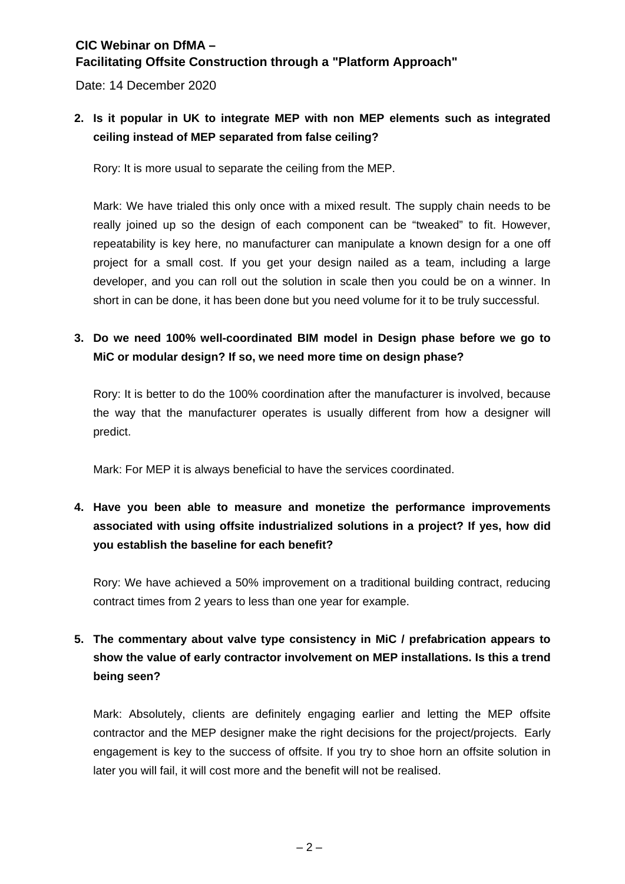**CIC Webinar on DfMA –**
**Facilitating Offsite Construction through a "Platform Approach"**

Date: 14 December 2020

2. **Is it popular in UK to integrate MEP with non MEP elements such as integrated ceiling instead of MEP separated from false ceiling?**

   Rory: It is more usual to separate the ceiling from the MEP.

   Mark: We have trialed this only once with a mixed result. The supply chain needs to be really joined up so the design of each component can be "tweaked" to fit. However, repeatability is key here, no manufacturer can manipulate a known design for a one off project for a small cost. If you get your design nailed as a team, including a large developer, and you can roll out the solution in scale then you could be on a winner. In short in can be done, it has been done but you need volume for it to be truly successful.

3. **Do we need 100% well-coordinated BIM model in Design phase before we go to MiC or modular design? If so, we need more time on design phase?**

   Rory: It is better to do the 100% coordination after the manufacturer is involved, because the way that the manufacturer operates is usually different from how a designer will predict.

   Mark: For MEP it is always beneficial to have the services coordinated.

4. **Have you been able to measure and monetize the performance improvements associated with using offsite industrialized solutions in a project? If yes, how did you establish the baseline for each benefit?**

   Rory: We have achieved a 50% improvement on a traditional building contract, reducing contract times from 2 years to less than one year for example.

5. **The commentary about valve type consistency in MiC / prefabrication appears to show the value of early contractor involvement on MEP installations. Is this a trend being seen?**

   Mark: Absolutely, clients are definitely engaging earlier and letting the MEP offsite contractor and the MEP designer make the right decisions for the project/projects. Early engagement is key to the success of offsite. If you try to shoe horn an offsite solution in later you will fail, it will cost more and the benefit will not be realised.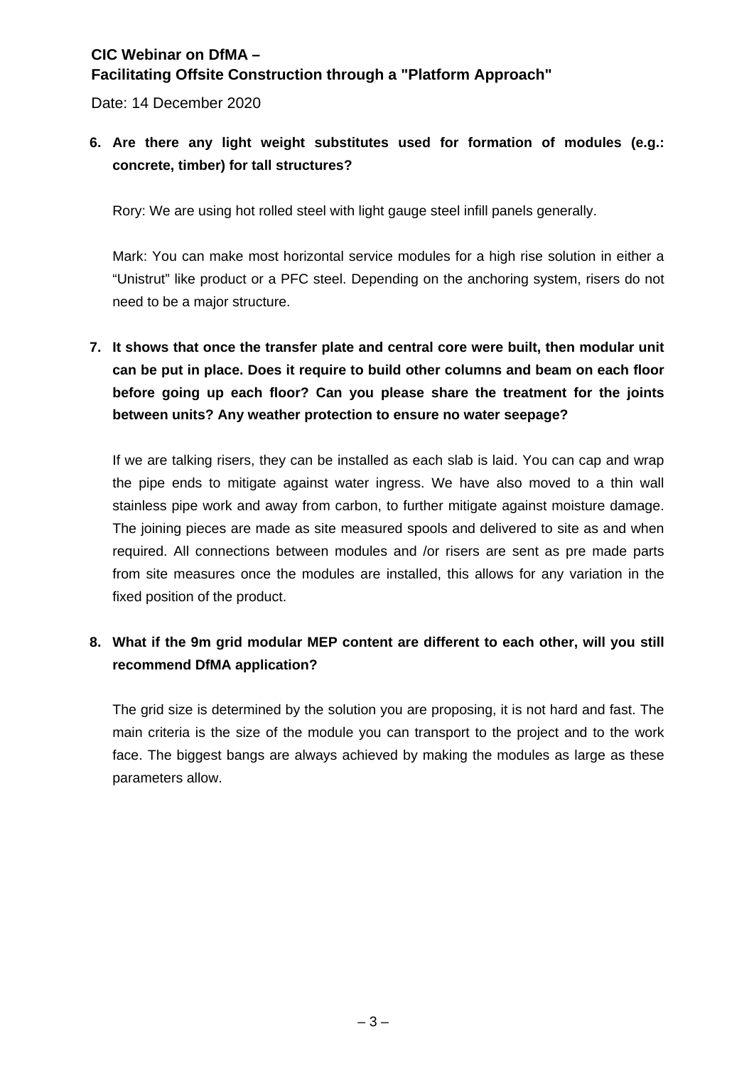**6. Are there any light weight substitutes used for formation of modules (e.g.: concrete, timber) for tall structures?**

Rory: We are using hot rolled steel with light gauge steel infill panels generally.

Mark: You can make most horizontal service modules for a high rise solution in either a "Unistrut" like product or a PFC steel. Depending on the anchoring system, risers do not need to be a major structure.

**7. It shows that once the transfer plate and central core were built, then modular unit can be put in place. Does it require to build other columns and beam on each floor before going up each floor? Can you please share the treatment for the joints between units? Any weather protection to ensure no water seepage?**

If we are talking risers, they can be installed as each slab is laid. You can cap and wrap the pipe ends to mitigate against water ingress. We have also moved to a thin wall stainless pipe work and away from carbon, to further mitigate against moisture damage. The joining pieces are made as site measured spools and delivered to site as and when required. All connections between modules and /or risers are sent as pre made parts from site measures once the modules are installed, this allows for any variation in the fixed position of the product.

**8. What if the 9m grid modular MEP content are different to each other, will you still recommend DfMA application?**

The grid size is determined by the solution you are proposing, it is not hard and fast. The main criteria is the size of the module you can transport to the project and to the work face. The biggest bangs are always achieved by making the modules as large as these parameters allow.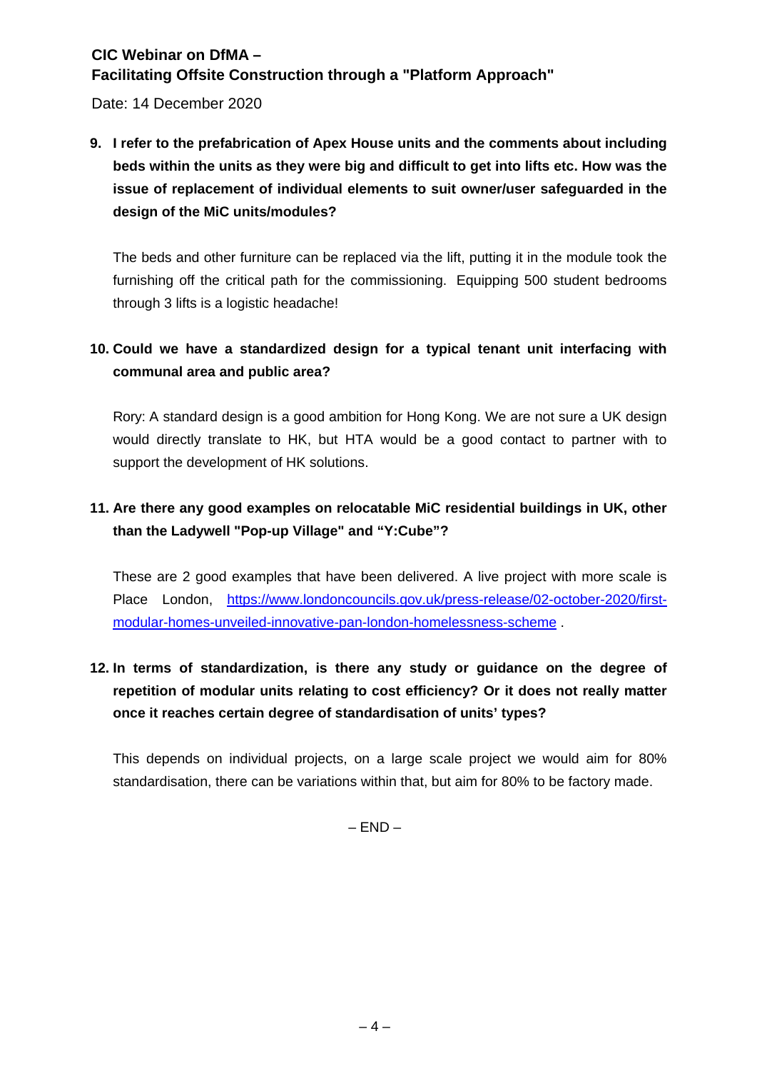9. **I refer to the prefabrication of Apex House units and the comments about including beds within the units as they were big and difficult to get into lifts etc. How was the issue of replacement of individual elements to suit owner/user safeguarded in the design of the MiC units/modules?**

   The beds and other furniture can be replaced via the lift, putting it in the module took the furnishing off the critical path for the commissioning. Equipping 500 student bedrooms through 3 lifts is a logistic headache!

10. **Could we have a standardized design for a typical tenant unit interfacing with communal area and public area?**

    Rory: A standard design is a good ambition for Hong Kong. We are not sure a UK design would directly translate to HK, but HTA would be a good contact to partner with to support the development of HK solutions.

11. **Are there any good examples on relocatable MiC residential buildings in UK, other than the Ladywell "Pop-up Village" and "Y:Cube"?**

    These are 2 good examples that have been delivered. A live project with more scale is Place London, https://www.londoncouncils.gov.uk/press-release/02-october-2020/first-modular-homes-unveiled-innovative-pan-london-homelessness-scheme .

12. **In terms of standardization, is there any study or guidance on the degree of repetition of modular units relating to cost efficiency? Or it does not really matter once it reaches certain degree of standardisation of units' types?**

    This depends on individual projects, on a large scale project we would aim for 80% standardisation, there can be variations within that, but aim for 80% to be factory made.

– END –